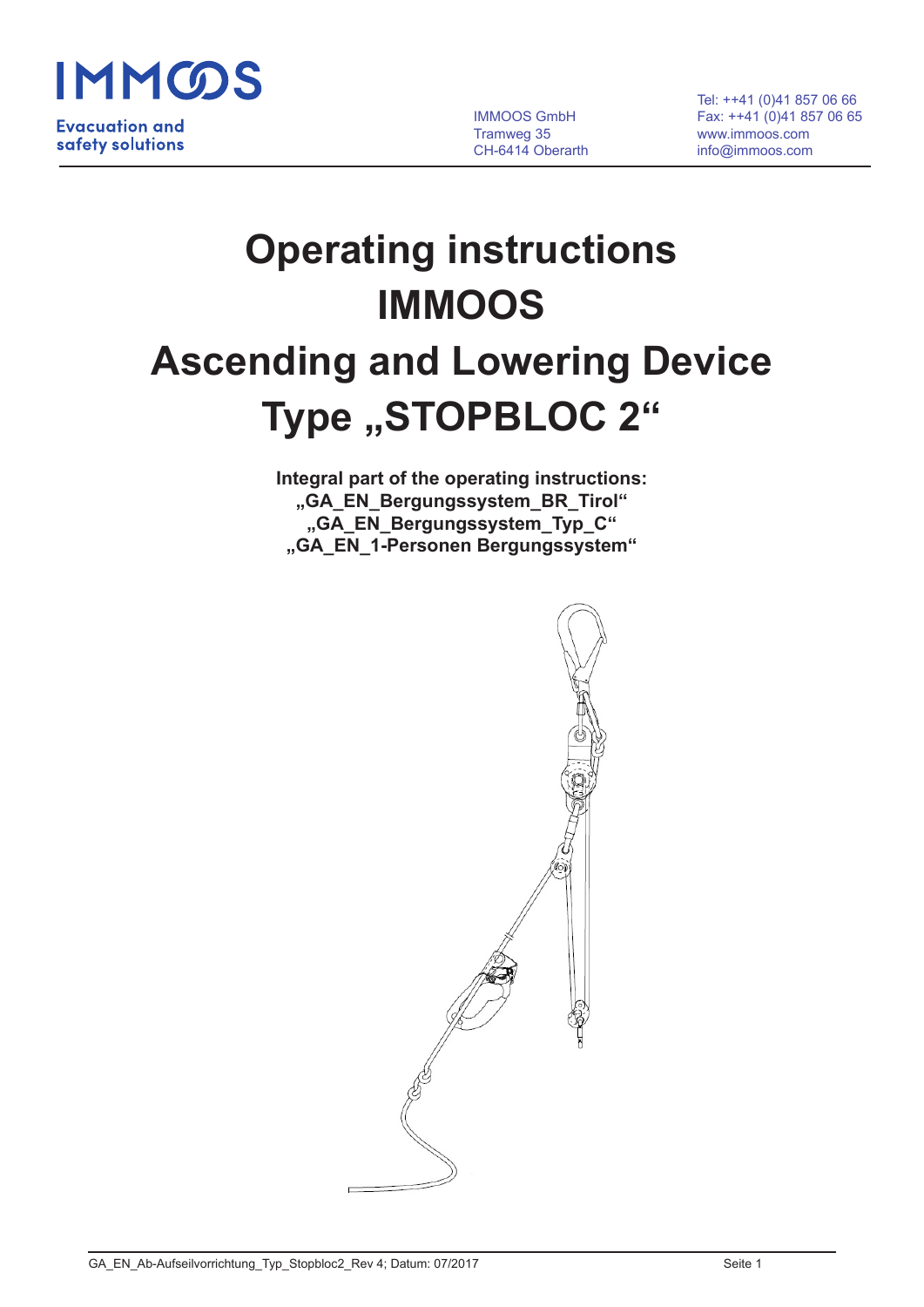IMMOOS

Evacuation and safety solutions

IMMOOS GmbH
Tramweg 35
CH-6414 Oberarth

Tel: ++41 (0)41 857 06 66
Fax: ++41 (0)41 857 06 65
www.immoos.com
info@immoos.com

# Operating instructions IMMOOS Ascending and Lowering Device Type „STOPBLOC 2“

**Integral part of the operating instructions:**
**„GA_EN_Bergungssystem_BR_Tirol“**
**„GA_EN_Bergungssystem_Typ_C“**
**„GA_EN_1-Personen Bergungssystem“**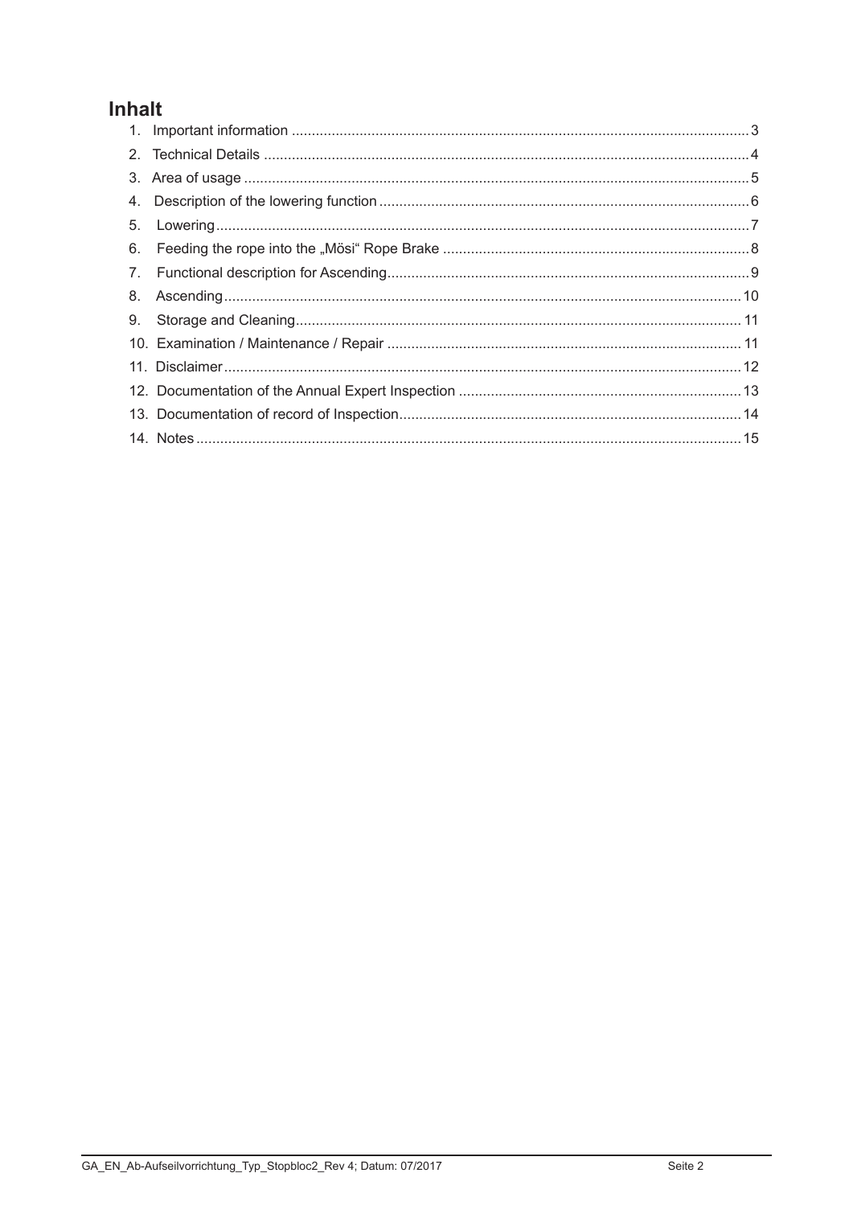## Inhalt

1. Important information ..... 3
2. Technical Details ..... 4
3. Area of usage ..... 5
4. Description of the lowering function ..... 6
5. Lowering ..... 7
6. Feeding the rope into the „Mösi“ Rope Brake ..... 8
7. Functional description for Ascending ..... 9
8. Ascending ..... 10
9. Storage and Cleaning ..... 11
10. Examination / Maintenance / Repair ..... 11
11. Disclaimer ..... 12
12. Documentation of the Annual Expert Inspection ..... 13
13. Documentation of record of Inspection ..... 14
14. Notes ..... 15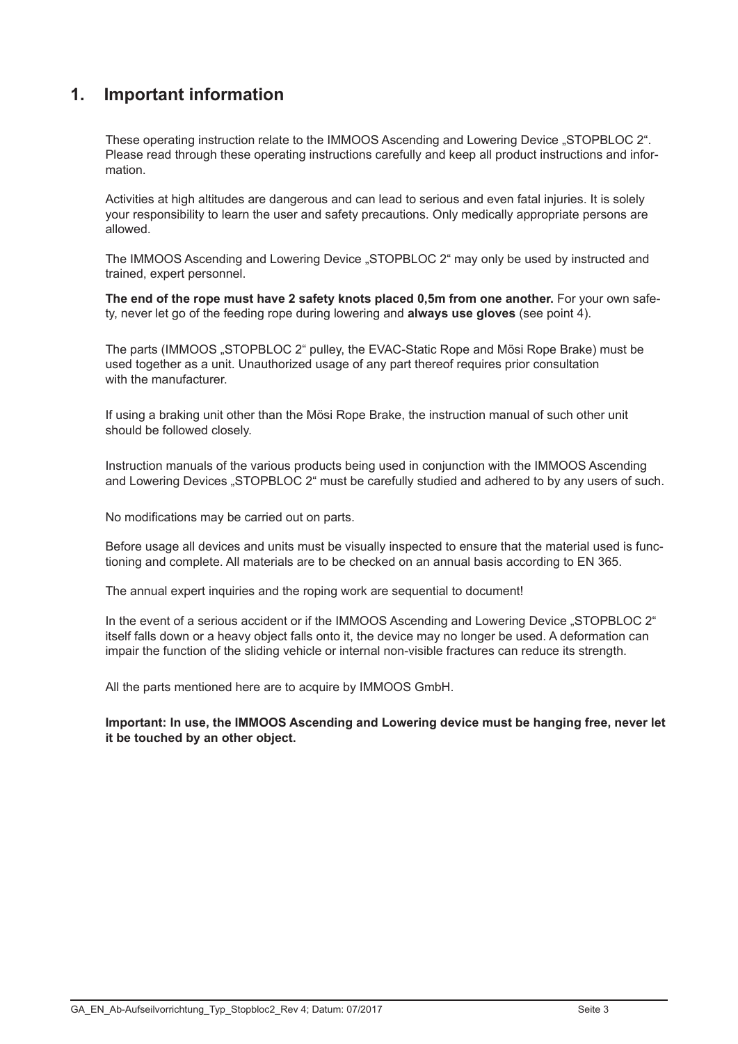# 1. Important information

These operating instruction relate to the IMMOOS Ascending and Lowering Device „STOPBLOC 2". Please read through these operating instructions carefully and keep all product instructions and information.

Activities at high altitudes are dangerous and can lead to serious and even fatal injuries. It is solely your responsibility to learn the user and safety precautions. Only medically appropriate persons are allowed.

The IMMOOS Ascending and Lowering Device „STOPBLOC 2" may only be used by instructed and trained, expert personnel.

**The end of the rope must have 2 safety knots placed 0,5m from one another.** For your own safety, never let go of the feeding rope during lowering and **always use gloves** (see point 4).

The parts (IMMOOS „STOPBLOC 2" pulley, the EVAC-Static Rope and Mösi Rope Brake) must be used together as a unit. Unauthorized usage of any part thereof requires prior consultation with the manufacturer.

If using a braking unit other than the Mösi Rope Brake, the instruction manual of such other unit should be followed closely.

Instruction manuals of the various products being used in conjunction with the IMMOOS Ascending and Lowering Devices „STOPBLOC 2" must be carefully studied and adhered to by any users of such.

No modifications may be carried out on parts.

Before usage all devices and units must be visually inspected to ensure that the material used is functioning and complete. All materials are to be checked on an annual basis according to EN 365.

The annual expert inquiries and the roping work are sequential to document!

In the event of a serious accident or if the IMMOOS Ascending and Lowering Device „STOPBLOC 2" itself falls down or a heavy object falls onto it, the device may no longer be used. A deformation can impair the function of the sliding vehicle or internal non-visible fractures can reduce its strength.

All the parts mentioned here are to acquire by IMMOOS GmbH.

**Important: In use, the IMMOOS Ascending and Lowering device must be hanging free, never let it be touched by an other object.**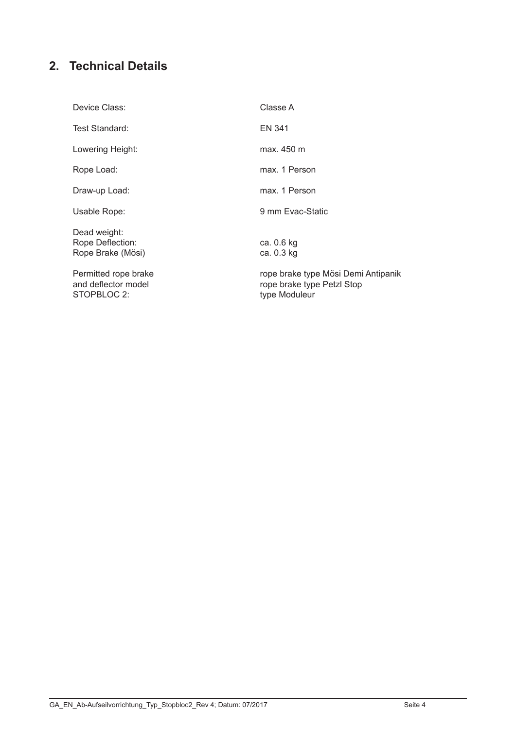## 2. Technical Details

| | |
|---|---|
| Device Class: | Classe A |
| Test Standard: | EN 341 |
| Lowering Height: | max. 450 m |
| Rope Load: | max. 1 Person |
| Draw-up Load: | max. 1 Person |
| Usable Rope: | 9 mm Evac-Static |
| Dead weight: | |
| Rope Deflection: | ca. 0.6 kg |
| Rope Brake (Mösi) | ca. 0.3 kg |
| Permitted rope brake and deflector model STOPBLOC 2: | rope brake type Mösi Demi Antipanik<br>rope brake type Petzl Stop<br>type Moduleur |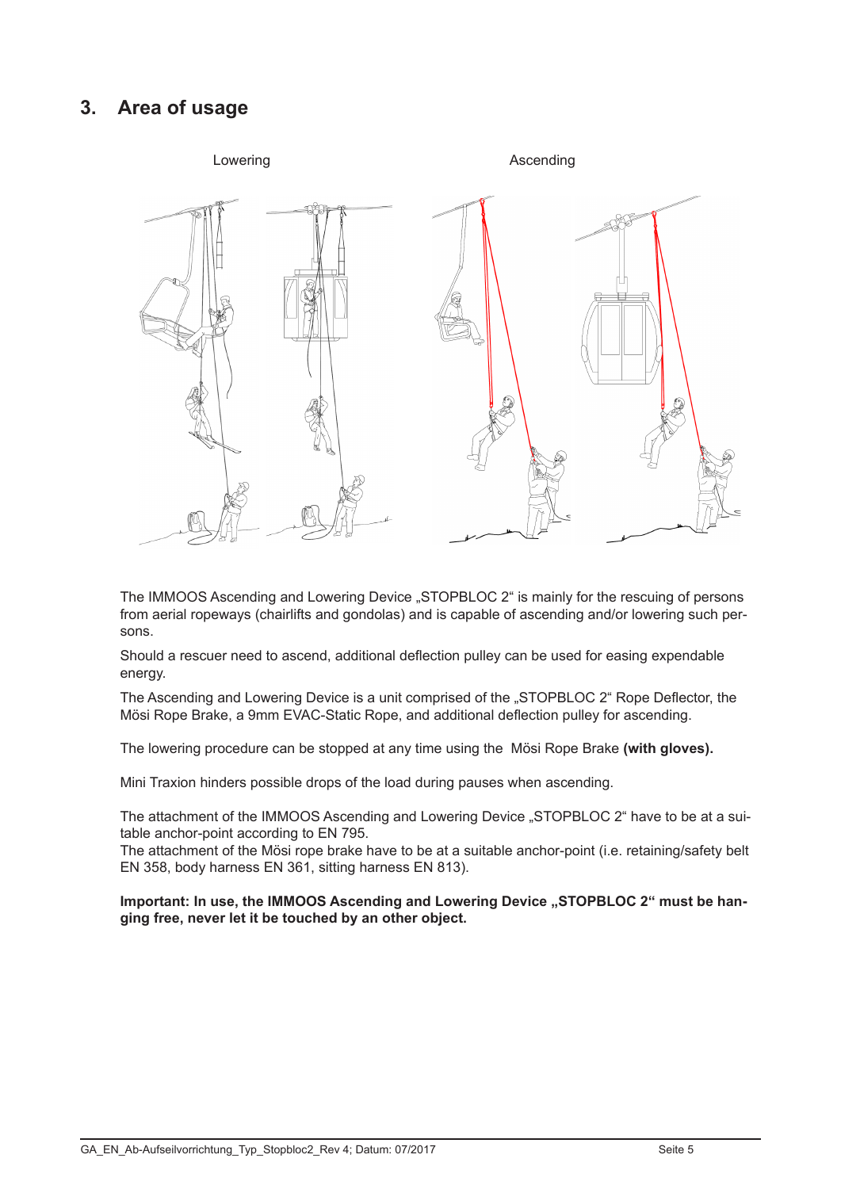## 3. Area of usage

Lowering Ascending

The IMMOOS Ascending and Lowering Device „STOPBLOC 2“ is mainly for the rescuing of persons from aerial ropeways (chairlifts and gondolas) and is capable of ascending and/or lowering such persons.

Should a rescuer need to ascend, additional deflection pulley can be used for easing expendable energy.

The Ascending and Lowering Device is a unit comprised of the „STOPBLOC 2“ Rope Deflector, the Mösi Rope Brake, a 9mm EVAC-Static Rope, and additional deflection pulley for ascending.

The lowering procedure can be stopped at any time using the Mösi Rope Brake **(with gloves).**

Mini Traxion hinders possible drops of the load during pauses when ascending.

The attachment of the IMMOOS Ascending and Lowering Device „STOPBLOC 2“ have to be at a suitable anchor-point according to EN 795.
The attachment of the Mösi rope brake have to be at a suitable anchor-point (i.e. retaining/safety belt EN 358, body harness EN 361, sitting harness EN 813).

**Important: In use, the IMMOOS Ascending and Lowering Device „STOPBLOC 2“ must be hanging free, never let it be touched by an other object.**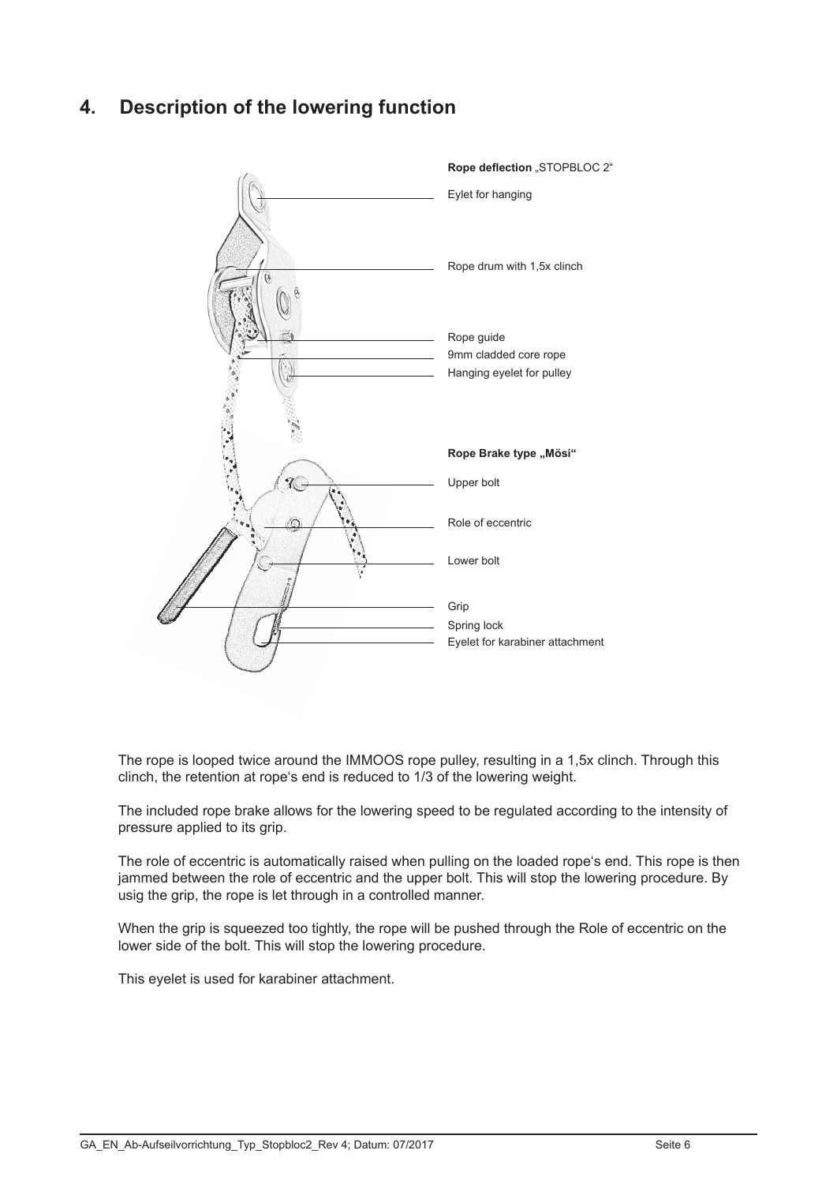## 4. Description of the lowering function

**Rope deflection** „STOPBLOC 2“

Eylet for hanging

Rope drum with 1,5x clinch

Rope guide

9mm cladded core rope

Hanging eyelet for pulley

**Rope Brake type „Mösi“**

Upper bolt

Role of eccentric

Lower bolt

Grip

Spring lock

Eyelet for karabiner attachment

The rope is looped twice around the IMMOOS rope pulley, resulting in a 1,5x clinch. Through this clinch, the retention at rope's end is reduced to 1/3 of the lowering weight.

The included rope brake allows for the lowering speed to be regulated according to the intensity of pressure applied to its grip.

The role of eccentric is automatically raised when pulling on the loaded rope's end. This rope is then jammed between the role of eccentric and the upper bolt. This will stop the lowering procedure. By usig the grip, the rope is let through in a controlled manner.

When the grip is squeezed too tightly, the rope will be pushed through the Role of eccentric on the lower side of the bolt. This will stop the lowering procedure.

This eyelet is used for karabiner attachment.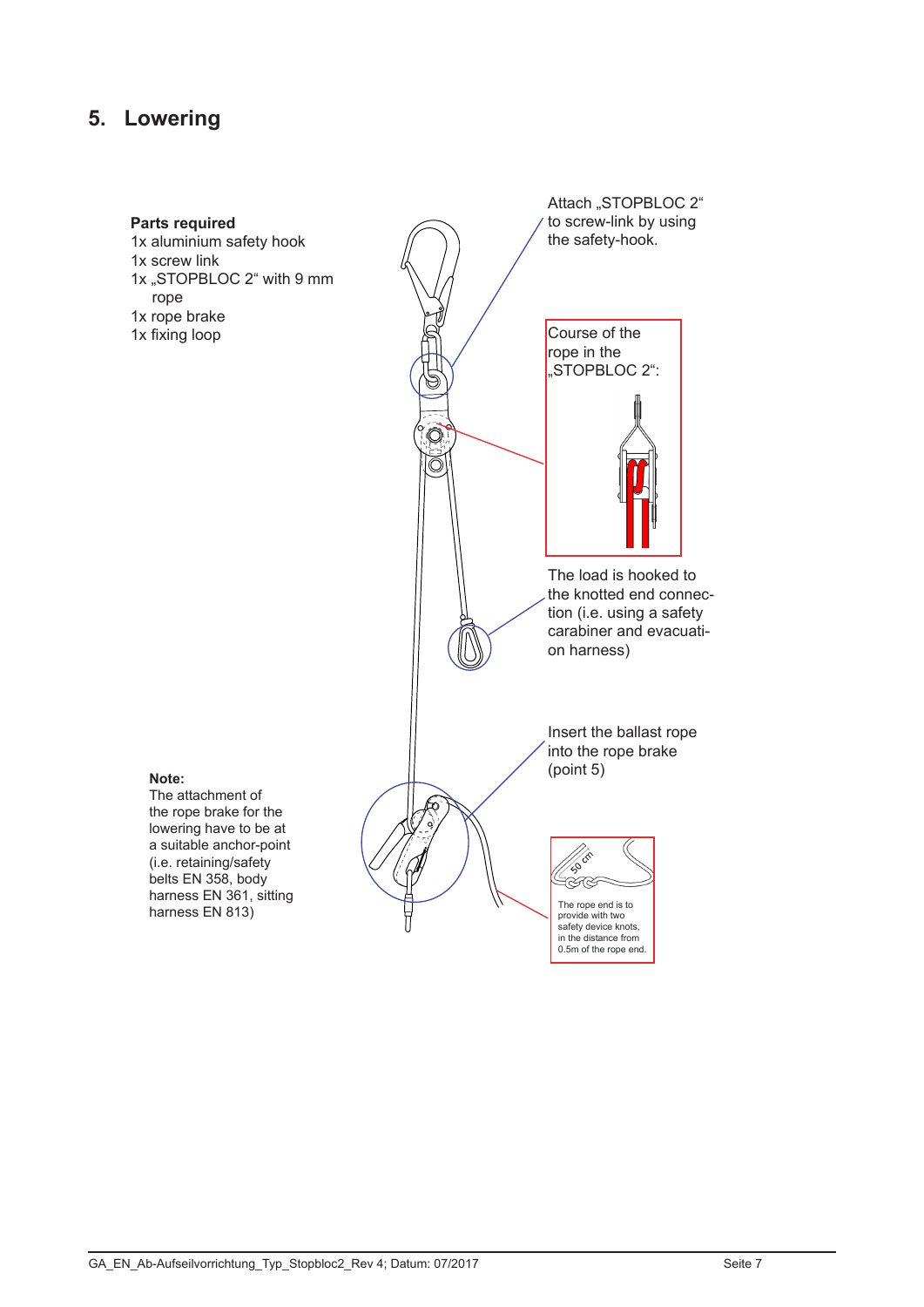# 5. Lowering

**Parts required**
1x aluminium safety hook
1x screw link
1x „STOPBLOC 2“ with 9 mm rope
1x rope brake
1x fixing loop

Attach „STOPBLOC 2“ to screw-link by using the safety-hook.

Course of the rope in the „STOPBLOC 2“:

The load is hooked to the knotted end connection (i.e. using a safety carabiner and evacuation harness)

Insert the ballast rope into the rope brake (point 5)

50 cm

The rope end is to provide with two safety device knots, in the distance from 0.5m of the rope end.

**Note:**
The attachment of the rope brake for the lowering have to be at a suitable anchor-point (i.e. retaining/safety belts EN 358, body harness EN 361, sitting harness EN 813)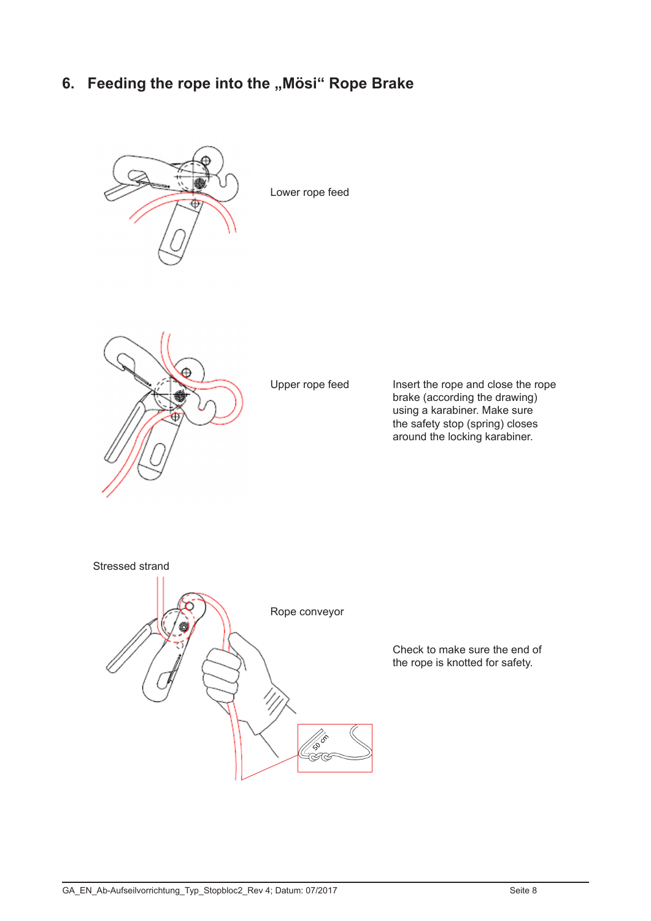# 6. Feeding the rope into the „Mösi“ Rope Brake

Lower rope feed

Upper rope feed

Insert the rope and close the rope brake (according the drawing) using a karabiner. Make sure the safety stop (spring) closes around the locking karabiner.

Stressed strand

Rope conveyor

Check to make sure the end of the rope is knotted for safety.

50 cm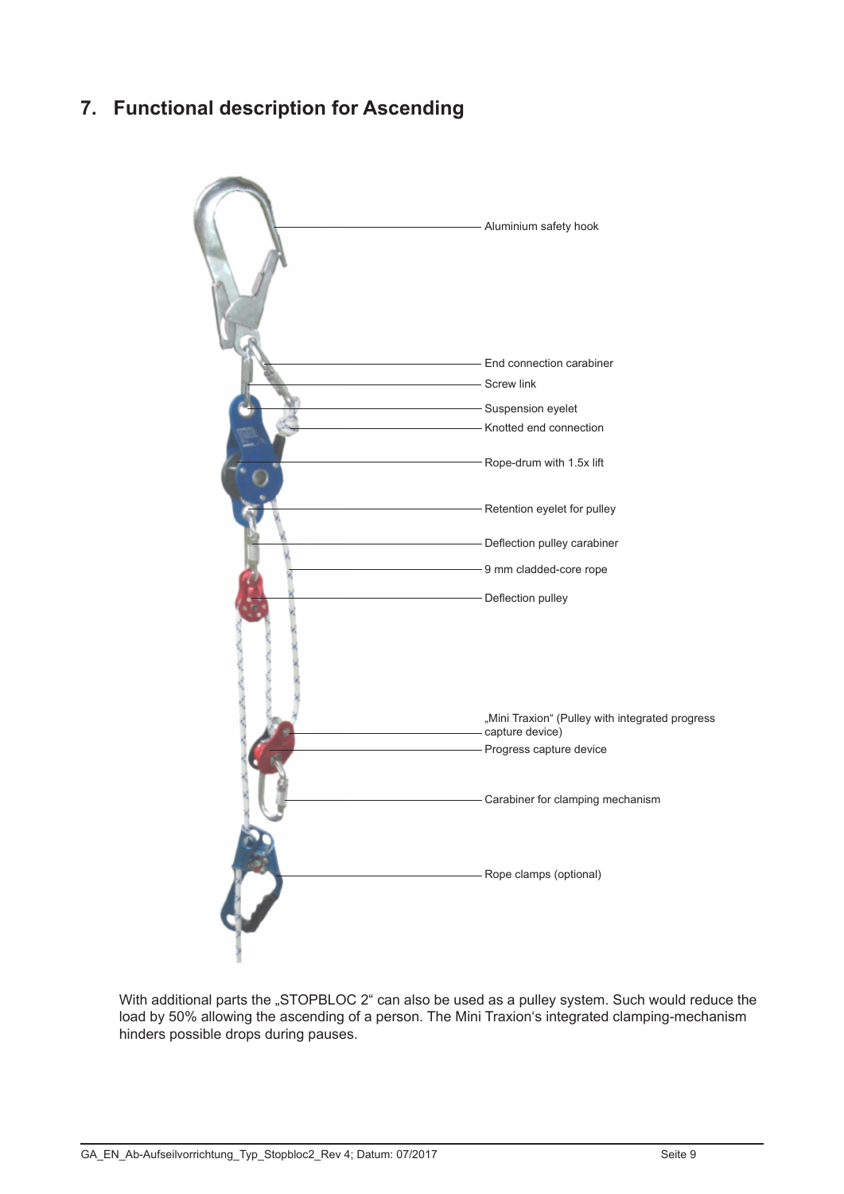# 7. Functional description for Ascending

Aluminium safety hook

End connection carabiner

Screw link

Suspension eyelet

Knotted end connection

Rope-drum with 1.5x lift

Retention eyelet for pulley

Deflection pulley carabiner

9 mm cladded-core rope

Deflection pulley

„Mini Traxion“ (Pulley with integrated progress capture device)

Progress capture device

Carabiner for clamping mechanism

Rope clamps (optional)

With additional parts the „STOPBLOC 2“ can also be used as a pulley system. Such would reduce the load by 50% allowing the ascending of a person. The Mini Traxion‘s integrated clamping-mechanism hinders possible drops during pauses.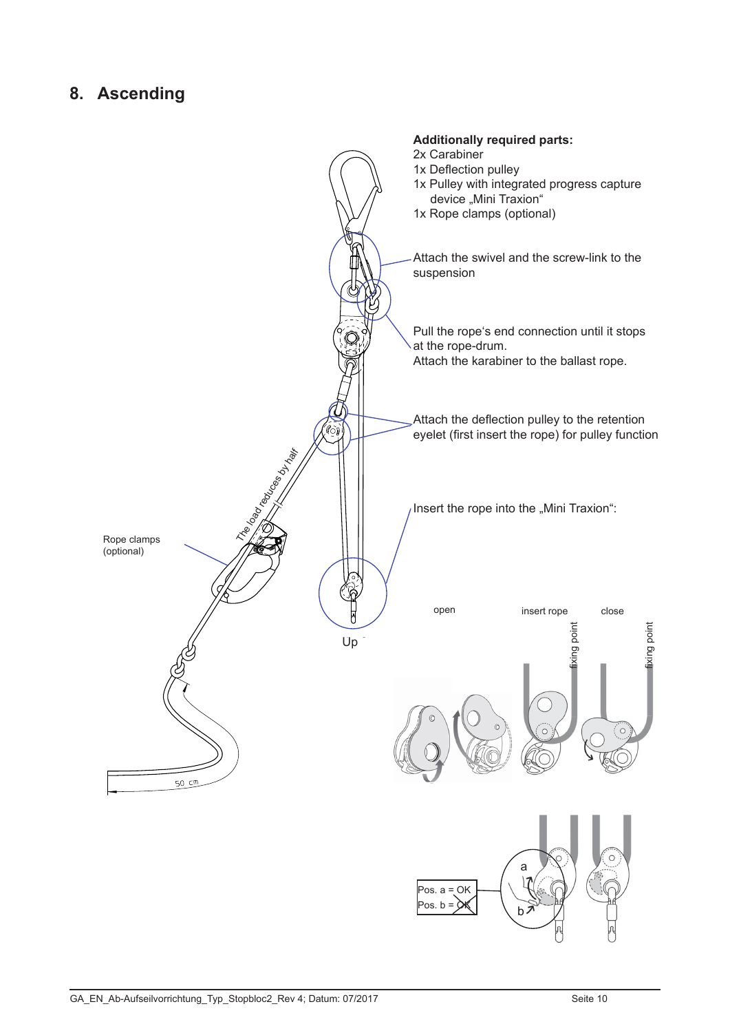## 8. Ascending

**Additionally required parts:**
2x Carabiner
1x Deflection pulley
1x Pulley with integrated progress capture device „Mini Traxion“
1x Rope clamps (optional)

Attach the swivel and the screw-link to the suspension

Pull the rope‘s end connection until it stops at the rope-drum.
Attach the karabiner to the ballast rope.

Attach the deflection pulley to the retention eyelet (first insert the rope) for pulley function

Insert the rope into the „Mini Traxion“:

The load reduces by half

Rope clamps (optional)

Up

50 cm

open

insert rope

fixing point

close

fixing point

Pos. a = OK
Pos. b = OK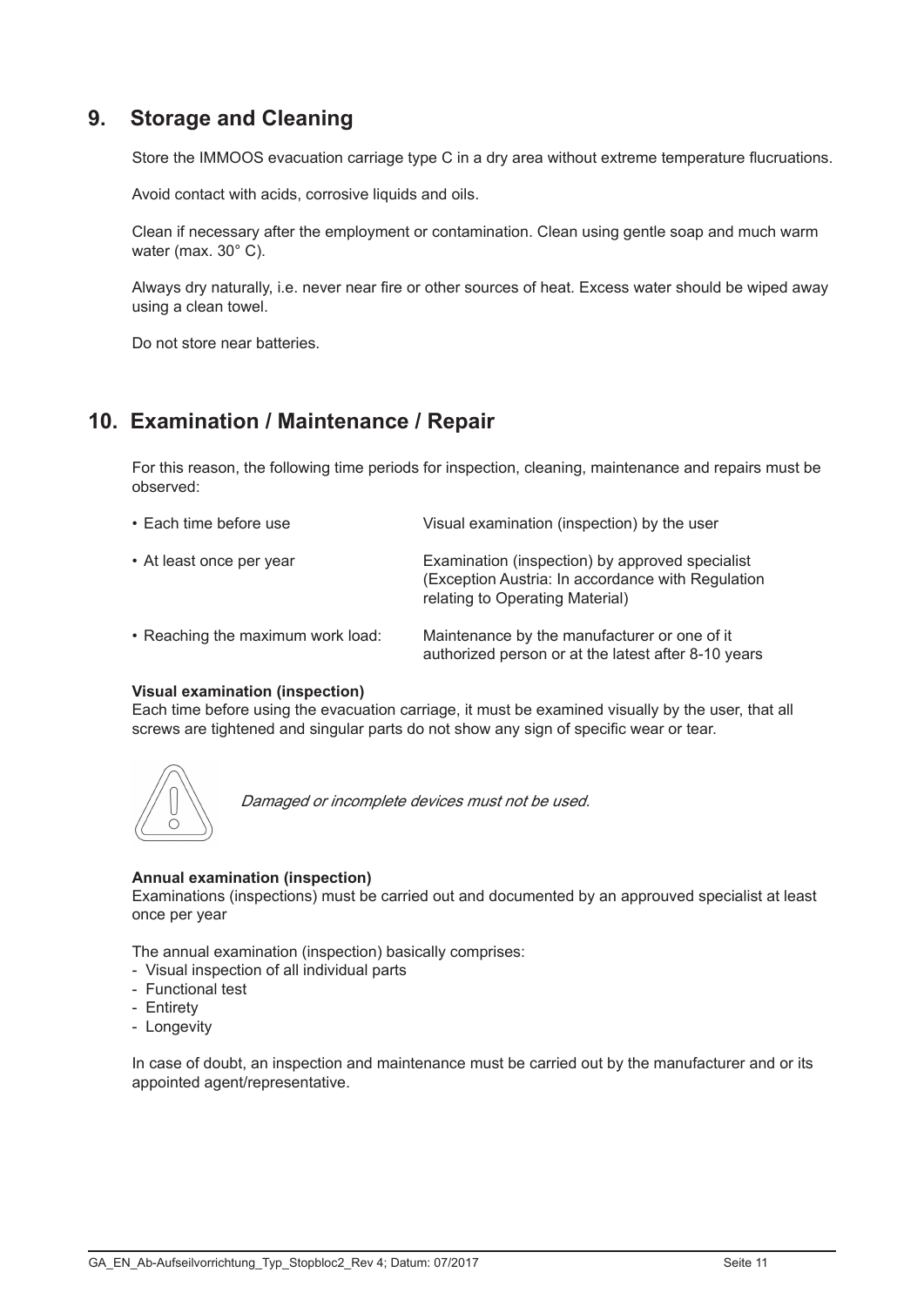## 9. Storage and Cleaning

Store the IMMOOS evacuation carriage type C in a dry area without extreme temperature flucruations.

Avoid contact with acids, corrosive liquids and oils.

Clean if necessary after the employment or contamination. Clean using gentle soap and much warm water (max. 30° C).

Always dry naturally, i.e. never near fire or other sources of heat. Excess water should be wiped away using a clean towel.

Do not store near batteries.

## 10. Examination / Maintenance / Repair

For this reason, the following time periods for inspection, cleaning, maintenance and repairs must be observed:

| | |
|---|---|
| • Each time before use | Visual examination (inspection) by the user |
| • At least once per year | Examination (inspection) by approved specialist (Exception Austria: In accordance with Regulation relating to Operating Material) |
| • Reaching the maximum work load: | Maintenance by the manufacturer or one of it authorized person or at the latest after 8-10 years |

**Visual examination (inspection)**
Each time before using the evacuation carriage, it must be examined visually by the user, that all screws are tightened and singular parts do not show any sign of specific wear or tear.

*Damaged or incomplete devices must not be used.*

**Annual examination (inspection)**
Examinations (inspections) must be carried out and documented by an approuved specialist at least once per year

The annual examination (inspection) basically comprises:
- Visual inspection of all individual parts
- Functional test
- Entirety
- Longevity

In case of doubt, an inspection and maintenance must be carried out by the manufacturer and or its appointed agent/representative.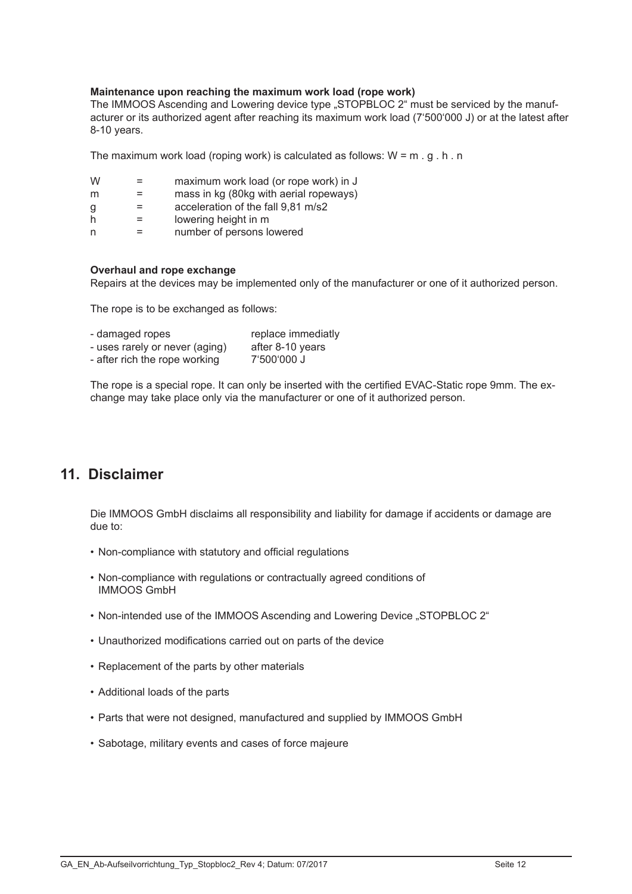**Maintenance upon reaching the maximum work load (rope work)**
The IMMOOS Ascending and Lowering device type „STOPBLOC 2" must be serviced by the manufacturer or its authorized agent after reaching its maximum work load (7'500'000 J) or at the latest after 8-10 years.

The maximum work load (roping work) is calculated as follows: $W = m \cdot g \cdot h \cdot n$

| | | |
|---|---|---|
| W | = | maximum work load (or rope work) in J |
| m | = | mass in kg (80kg with aerial ropeways) |
| g | = | acceleration of the fall 9,81 m/s2 |
| h | = | lowering height in m |
| n | = | number of persons lowered |

**Overhaul and rope exchange**
Repairs at the devices may be implemented only of the manufacturer or one of it authorized person.

The rope is to be exchanged as follows:

| | |
|---|---|
| - damaged ropes | replace immediatly |
| - uses rarely or never (aging) | after 8-10 years |
| - after rich the rope working | 7'500'000 J |

The rope is a special rope. It can only be inserted with the certified EVAC-Static rope 9mm. The exchange may take place only via the manufacturer or one of it authorized person.

## 11. Disclaimer

Die IMMOOS GmbH disclaims all responsibility and liability for damage if accidents or damage are due to:

- Non-compliance with statutory and official regulations
- Non-compliance with regulations or contractually agreed conditions of IMMOOS GmbH
- Non-intended use of the IMMOOS Ascending and Lowering Device „STOPBLOC 2"
- Unauthorized modifications carried out on parts of the device
- Replacement of the parts by other materials
- Additional loads of the parts
- Parts that were not designed, manufactured and supplied by IMMOOS GmbH
- Sabotage, military events and cases of force majeure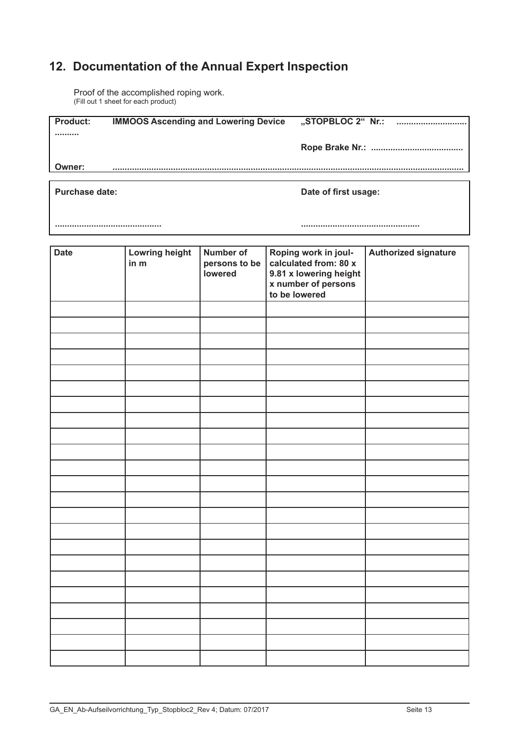## 12. Documentation of the Annual Expert Inspection

Proof of the accomplished roping work.
(Fill out 1 sheet for each product)

| **Product:** .......... | **IMMOOS Ascending and Lowering Device** | **„STOPBLOC 2“ Nr.:** ............................ |
|---|---|---|
| | | **Rope Brake Nr.:** ..................................... |
| **Owner:** | ............................................................................................................................................ | |

| **Purchase date:** | **Date of first usage:** |
|---|---|
| ........................................... | ................................................ |

| Date | Lowring height in m | Number of persons to be lowered | Roping work in joul- calculated from: 80 x 9.81 x lowering height x number of persons to be lowered | Authorized signature |
|---|---|---|---|---|
| | | | | |
| | | | | |
| | | | | |
| | | | | |
| | | | | |
| | | | | |
| | | | | |
| | | | | |
| | | | | |
| | | | | |
| | | | | |
| | | | | |
| | | | | |
| | | | | |
| | | | | |
| | | | | |
| | | | | |
| | | | | |
| | | | | |
| | | | | |
| | | | | |
| | | | | |
| | | | | |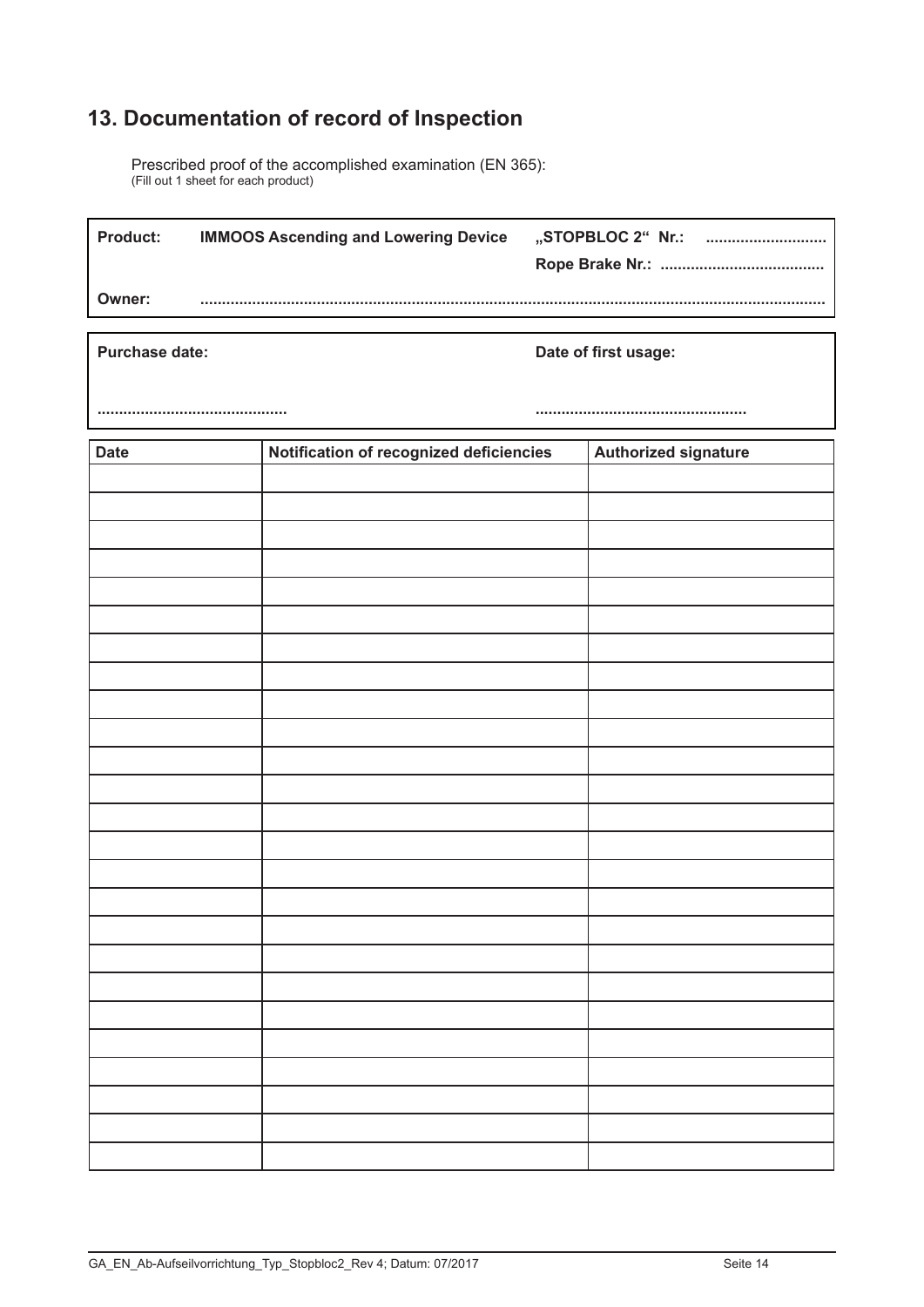## 13. Documentation of record of Inspection

Prescribed proof of the accomplished examination (EN 365):
(Fill out 1 sheet for each product)

| **Product:** | **IMMOOS Ascending and Lowering Device** | **„STOPBLOC 2“ Nr.: ..........................** |
|---|---|---|
| | | **Rope Brake Nr.: ....................................** |
| **Owner:** | **..........................................................................................................................................** | |

| **Purchase date:** | **Date of first usage:** |
|---|---|
| **..........................................** | **...............................................** |

| Date | Notification of recognized deficiencies | Authorized signature |
|---|---|---|
| | | |
| | | |
| | | |
| | | |
| | | |
| | | |
| | | |
| | | |
| | | |
| | | |
| | | |
| | | |
| | | |
| | | |
| | | |
| | | |
| | | |
| | | |
| | | |
| | | |
| | | |
| | | |
| | | |
| | | |
| | | |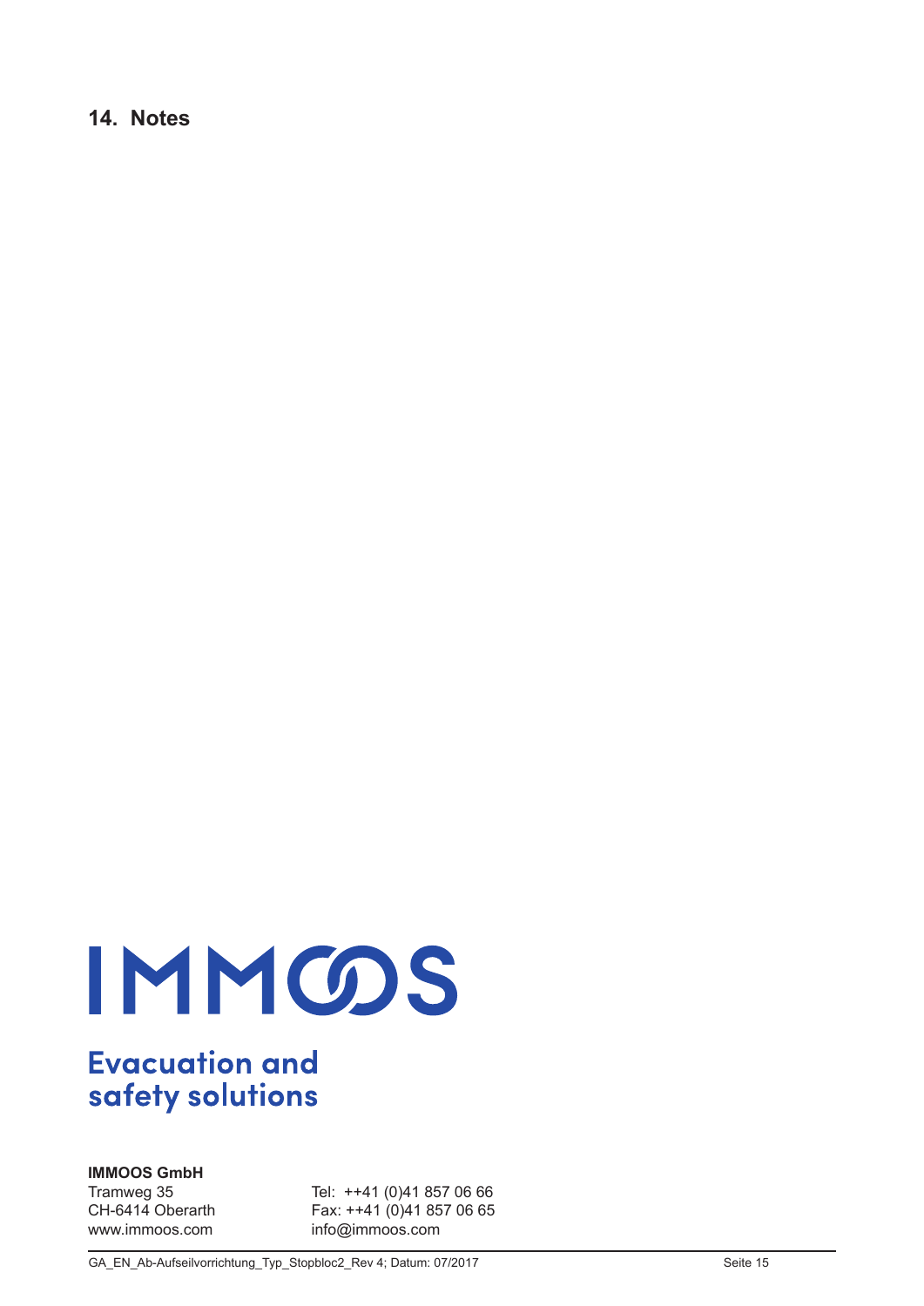## 14. Notes

IMMOOS

Evacuation and safety solutions

**IMMOOS GmbH**
Tramweg 35
CH-6414 Oberarth
www.immoos.com

Tel: ++41 (0)41 857 06 66
Fax: ++41 (0)41 857 06 65
info@immoos.com